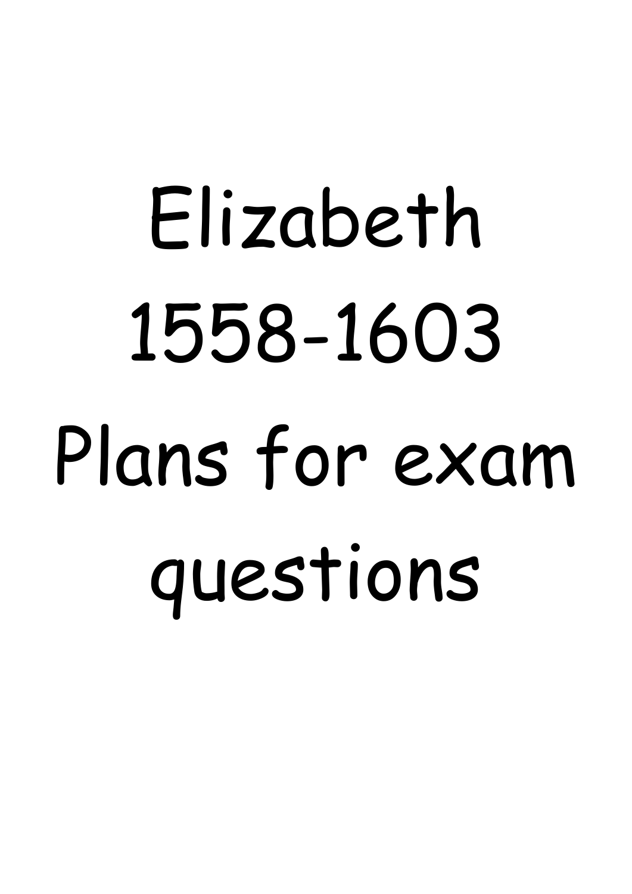# Elizabeth 1558-1603 Plans for exam questions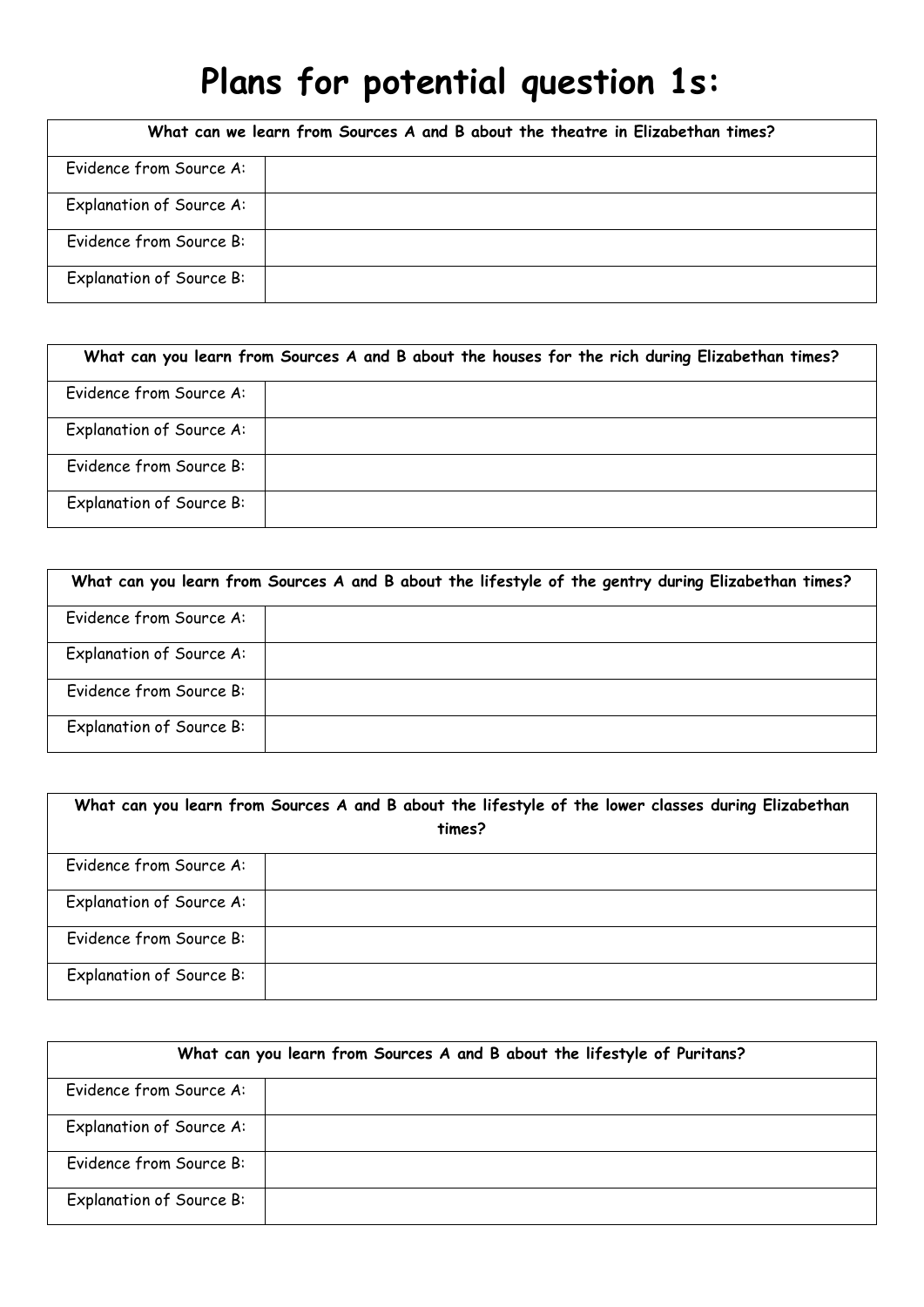# Plans for potential question 1s:

| What can we learn from Sources A and B about the theatre in Elizabethan times? | |
|---|---|
| Evidence from Source A: | |
| Explanation of Source A: | |
| Evidence from Source B: | |
| Explanation of Source B: | |

| What can you learn from Sources A and B about the houses for the rich during Elizabethan times? | |
|---|---|
| Evidence from Source A: | |
| Explanation of Source A: | |
| Evidence from Source B: | |
| Explanation of Source B: | |

| What can you learn from Sources A and B about the lifestyle of the gentry during Elizabethan times? | |
|---|---|
| Evidence from Source A: | |
| Explanation of Source A: | |
| Evidence from Source B: | |
| Explanation of Source B: | |

| What can you learn from Sources A and B about the lifestyle of the lower classes during Elizabethan times? | |
|---|---|
| Evidence from Source A: | |
| Explanation of Source A: | |
| Evidence from Source B: | |
| Explanation of Source B: | |

| What can you learn from Sources A and B about the lifestyle of Puritans? | |
|---|---|
| Evidence from Source A: | |
| Explanation of Source A: | |
| Evidence from Source B: | |
| Explanation of Source B: | |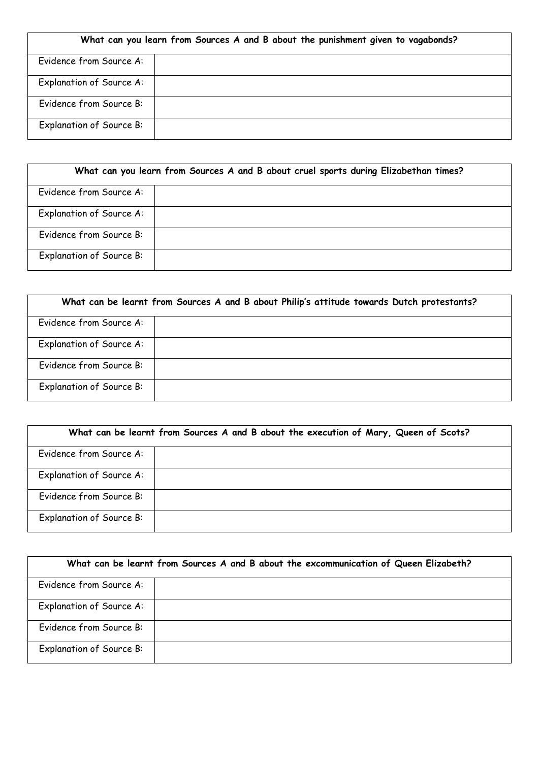| What can you learn from Sources A and B about the punishment given to vagabonds? | |
|---|---|
| Evidence from Source A: | |
| Explanation of Source A: | |
| Evidence from Source B: | |
| Explanation of Source B: | |

| What can you learn from Sources A and B about cruel sports during Elizabethan times? | |
|---|---|
| Evidence from Source A: | |
| Explanation of Source A: | |
| Evidence from Source B: | |
| Explanation of Source B: | |

| What can be learnt from Sources A and B about Philip's attitude towards Dutch protestants? | |
|---|---|
| Evidence from Source A: | |
| Explanation of Source A: | |
| Evidence from Source B: | |
| Explanation of Source B: | |

| What can be learnt from Sources A and B about the execution of Mary, Queen of Scots? | |
|---|---|
| Evidence from Source A: | |
| Explanation of Source A: | |
| Evidence from Source B: | |
| Explanation of Source B: | |

| What can be learnt from Sources A and B about the excommunication of Queen Elizabeth? | |
|---|---|
| Evidence from Source A: | |
| Explanation of Source A: | |
| Evidence from Source B: | |
| Explanation of Source B: | |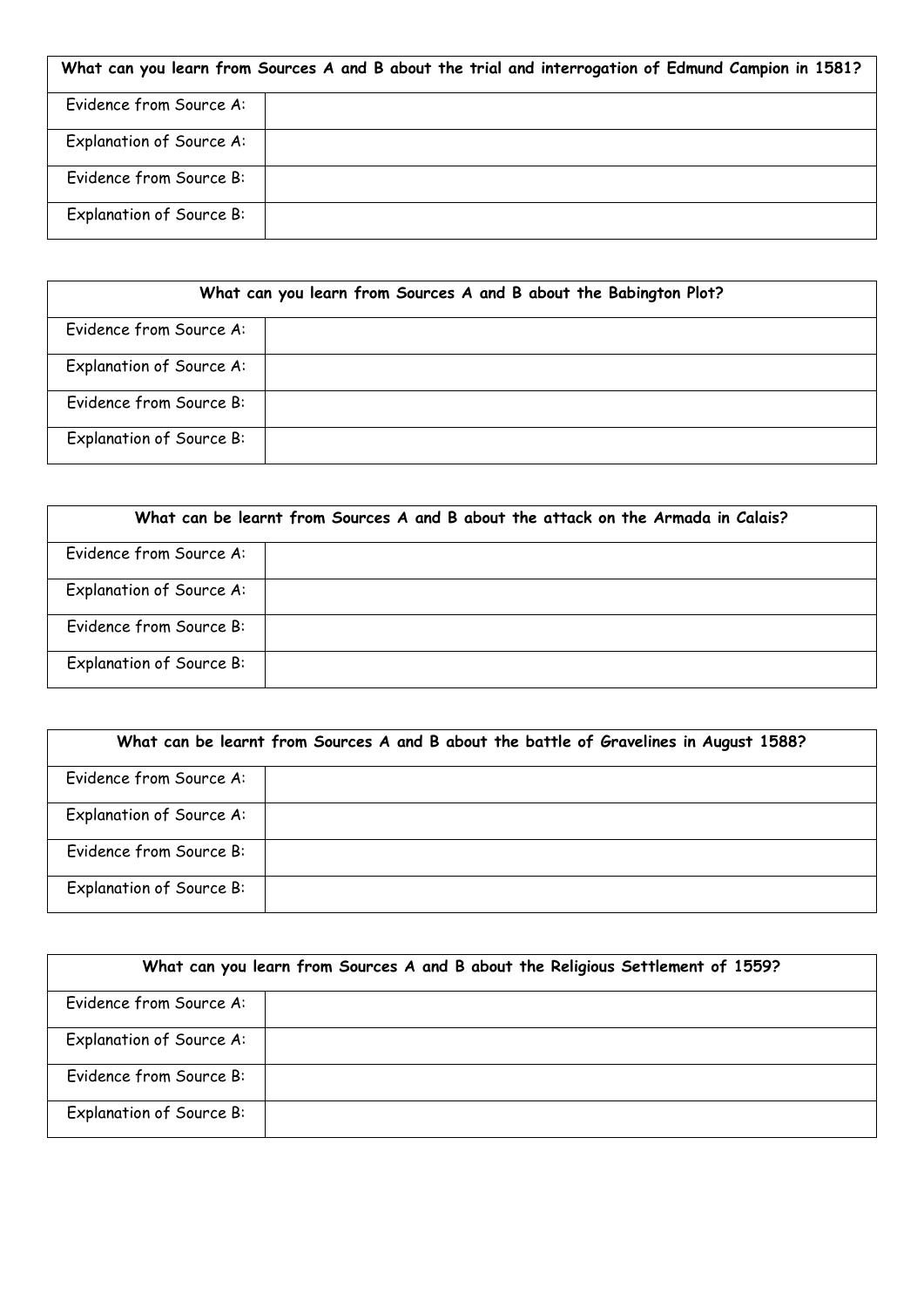| What can you learn from Sources A and B about the trial and interrogation of Edmund Campion in 1581? | |
|---|---|
| Evidence from Source A: | |
| Explanation of Source A: | |
| Evidence from Source B: | |
| Explanation of Source B: | |

| What can you learn from Sources A and B about the Babington Plot? | |
|---|---|
| Evidence from Source A: | |
| Explanation of Source A: | |
| Evidence from Source B: | |
| Explanation of Source B: | |

| What can be learnt from Sources A and B about the attack on the Armada in Calais? | |
|---|---|
| Evidence from Source A: | |
| Explanation of Source A: | |
| Evidence from Source B: | |
| Explanation of Source B: | |

| What can be learnt from Sources A and B about the battle of Gravelines in August 1588? | |
|---|---|
| Evidence from Source A: | |
| Explanation of Source A: | |
| Evidence from Source B: | |
| Explanation of Source B: | |

| What can you learn from Sources A and B about the Religious Settlement of 1559? | |
|---|---|
| Evidence from Source A: | |
| Explanation of Source A: | |
| Evidence from Source B: | |
| Explanation of Source B: | |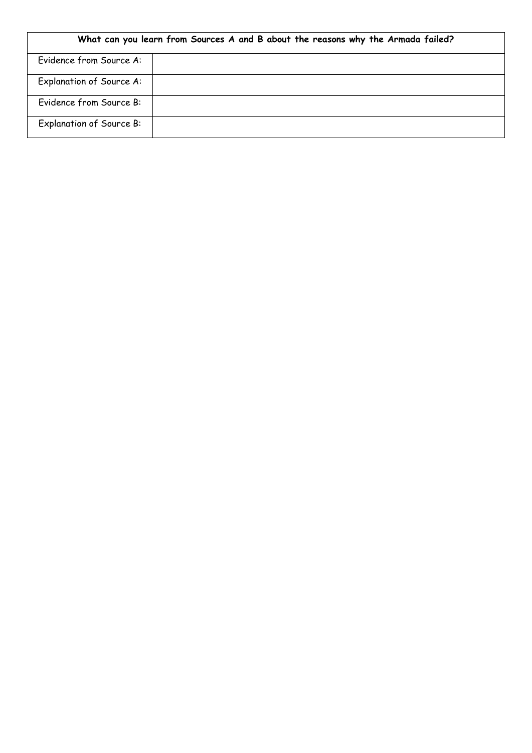| What can you learn from Sources A and B about the reasons why the Armada failed? | |
| --- | --- |
| Evidence from Source A: | |
| Explanation of Source A: | |
| Evidence from Source B: | |
| Explanation of Source B: | |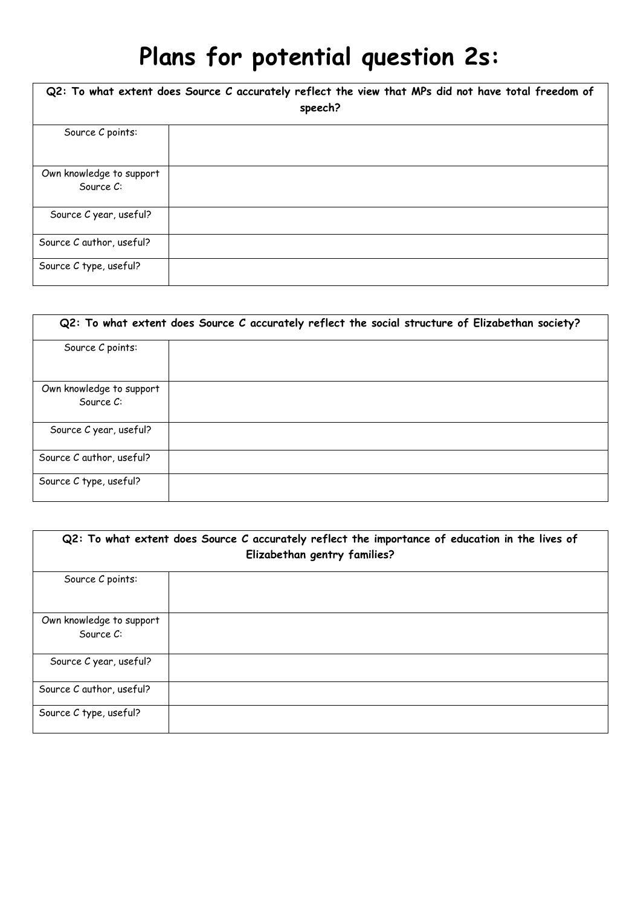# Plans for potential question 2s:

| **Q2: To what extent does Source C accurately reflect the view that MPs did not have total freedom of speech?** | |
|---|---|
| Source C points: | |
| Own knowledge to support Source C: | |
| Source C year, useful? | |
| Source C author, useful? | |
| Source C type, useful? | |

| **Q2: To what extent does Source C accurately reflect the social structure of Elizabethan society?** | |
|---|---|
| Source C points: | |
| Own knowledge to support Source C: | |
| Source C year, useful? | |
| Source C author, useful? | |
| Source C type, useful? | |

| **Q2: To what extent does Source C accurately reflect the importance of education in the lives of Elizabethan gentry families?** | |
|---|---|
| Source C points: | |
| Own knowledge to support Source C: | |
| Source C year, useful? | |
| Source C author, useful? | |
| Source C type, useful? | |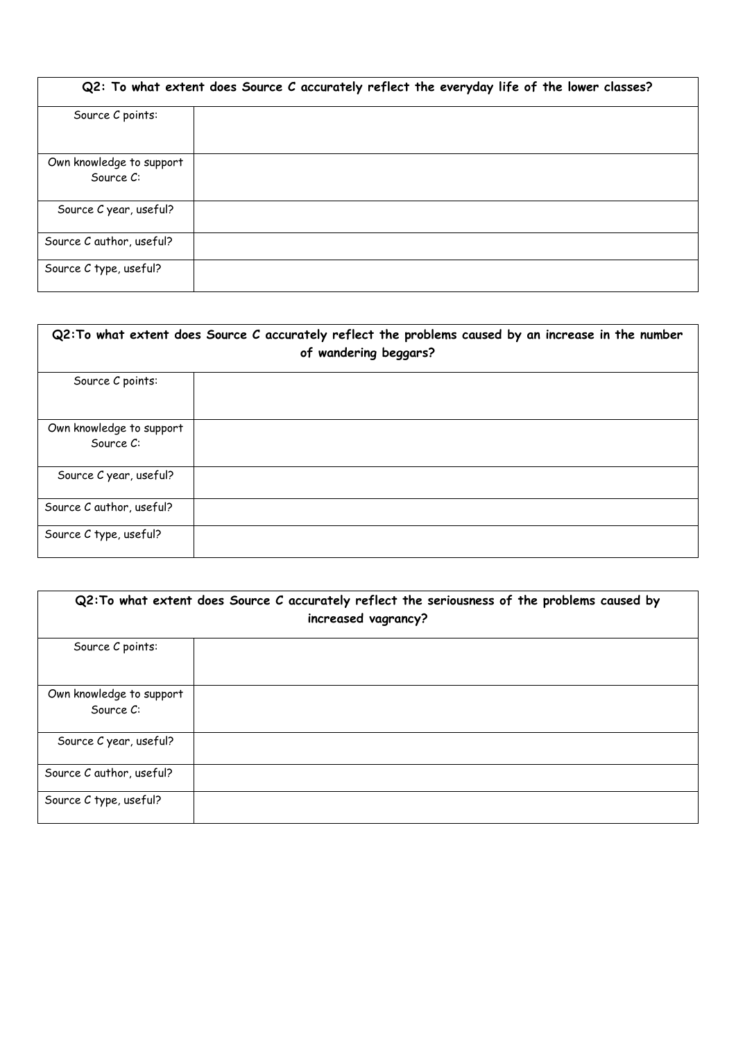| **Q2: To what extent does Source C accurately reflect the everyday life of the lower classes?** | |
|---|---|
| Source C points: | |
| Own knowledge to support Source C: | |
| Source C year, useful? | |
| Source C author, useful? | |
| Source C type, useful? | |

| **Q2:To what extent does Source C accurately reflect the problems caused by an increase in the number of wandering beggars?** | |
|---|---|
| Source C points: | |
| Own knowledge to support Source C: | |
| Source C year, useful? | |
| Source C author, useful? | |
| Source C type, useful? | |

| **Q2:To what extent does Source C accurately reflect the seriousness of the problems caused by increased vagrancy?** | |
|---|---|
| Source C points: | |
| Own knowledge to support Source C: | |
| Source C year, useful? | |
| Source C author, useful? | |
| Source C type, useful? | |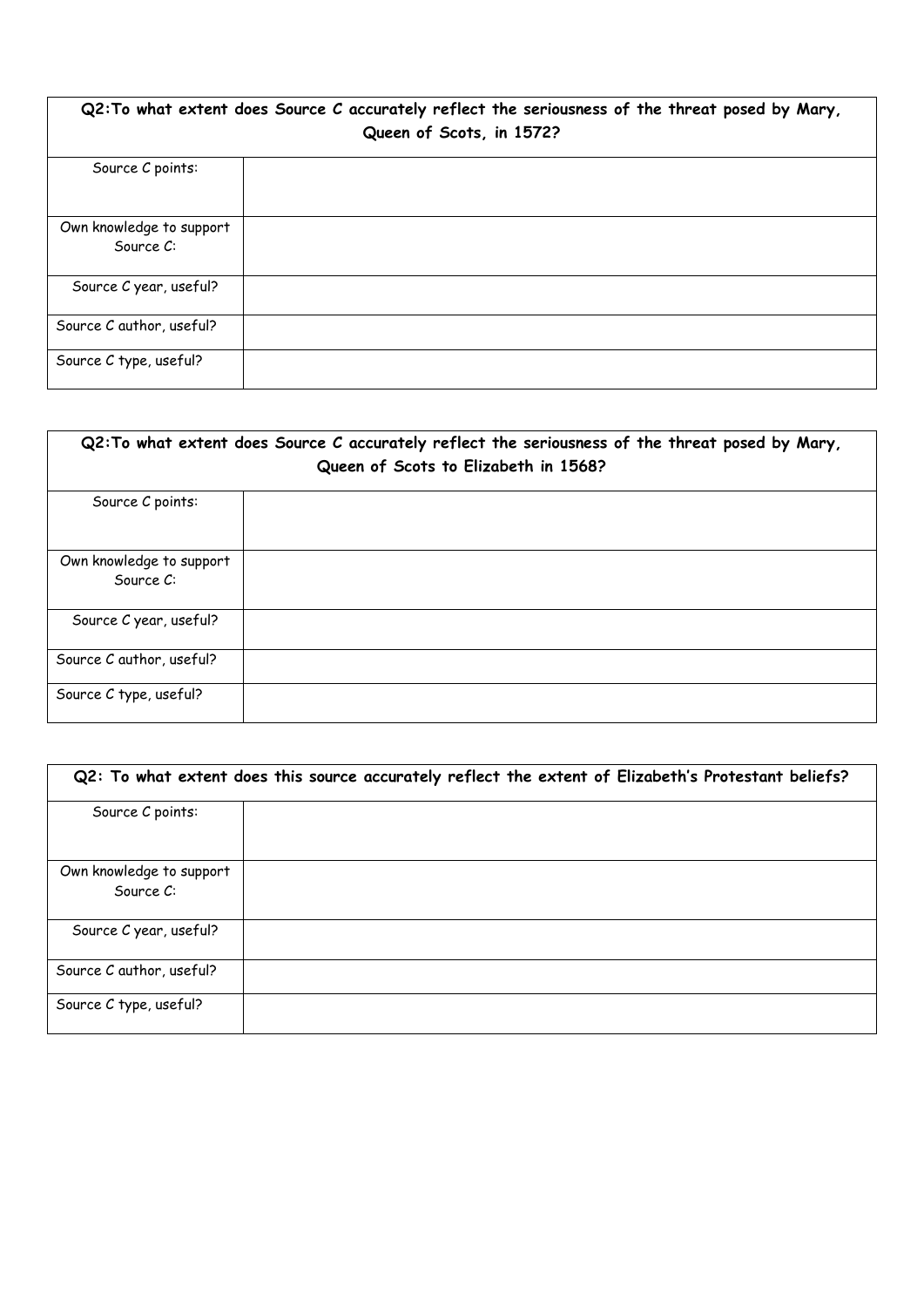| Q2:To what extent does Source C accurately reflect the seriousness of the threat posed by Mary, Queen of Scots, in 1572? | |
|---|---|
| Source C points: | |
| Own knowledge to support Source C: | |
| Source C year, useful? | |
| Source C author, useful? | |
| Source C type, useful? | |

| Q2:To what extent does Source C accurately reflect the seriousness of the threat posed by Mary, Queen of Scots to Elizabeth in 1568? | |
|---|---|
| Source C points: | |
| Own knowledge to support Source C: | |
| Source C year, useful? | |
| Source C author, useful? | |
| Source C type, useful? | |

| Q2: To what extent does this source accurately reflect the extent of Elizabeth's Protestant beliefs? | |
|---|---|
| Source C points: | |
| Own knowledge to support Source C: | |
| Source C year, useful? | |
| Source C author, useful? | |
| Source C type, useful? | |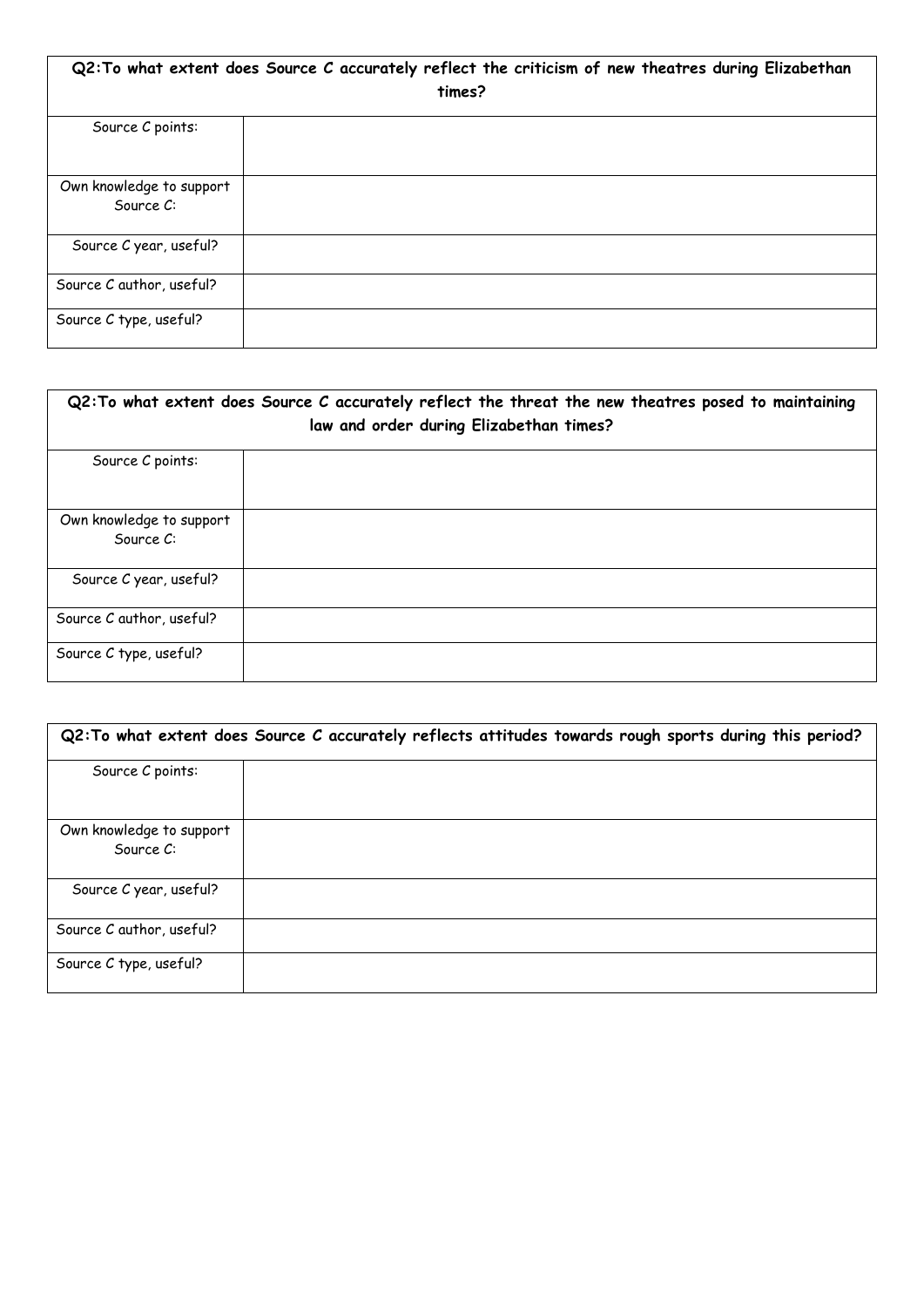| **Q2: To what extent does Source C accurately reflect the criticism of new theatres during Elizabethan times?** | |
|---|---|
| Source C points: | |
| Own knowledge to support Source C: | |
| Source C year, useful? | |
| Source C author, useful? | |
| Source C type, useful? | |

| **Q2: To what extent does Source C accurately reflect the threat the new theatres posed to maintaining law and order during Elizabethan times?** | |
|---|---|
| Source C points: | |
| Own knowledge to support Source C: | |
| Source C year, useful? | |
| Source C author, useful? | |
| Source C type, useful? | |

| **Q2: To what extent does Source C accurately reflects attitudes towards rough sports during this period?** | |
|---|---|
| Source C points: | |
| Own knowledge to support Source C: | |
| Source C year, useful? | |
| Source C author, useful? | |
| Source C type, useful? | |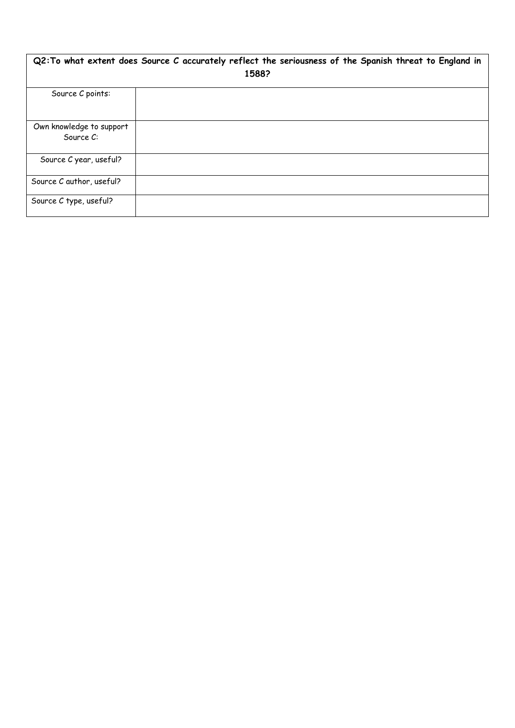| **Q2: To what extent does Source C accurately reflect the seriousness of the Spanish threat to England in 1588?** | |
|---|---|
| Source C points: | |
| Own knowledge to support Source C: | |
| Source C year, useful? | |
| Source C author, useful? | |
| Source C type, useful? | |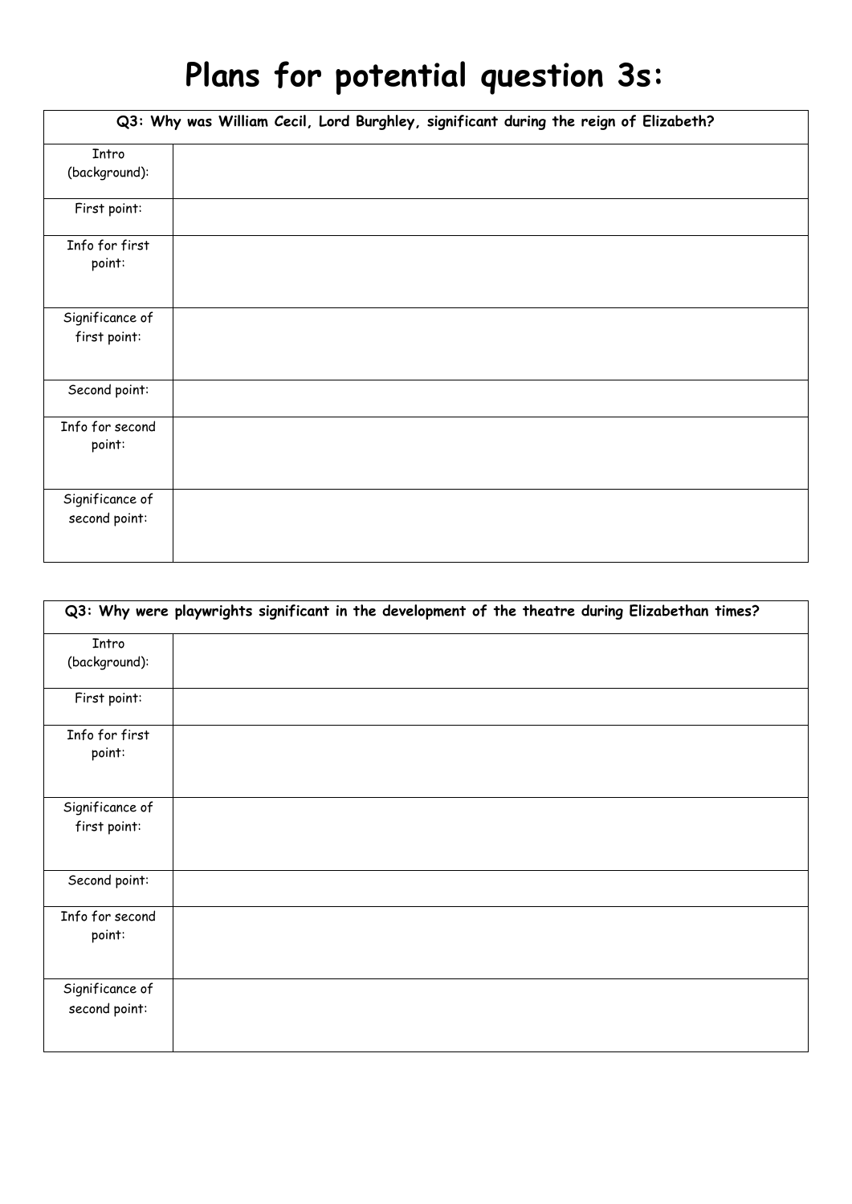# Plans for potential question 3s:

| Q3: Why was William Cecil, Lord Burghley, significant during the reign of Elizabeth? | |
|---|---|
| Intro (background): | |
| First point: | |
| Info for first point: | |
| Significance of first point: | |
| Second point: | |
| Info for second point: | |
| Significance of second point: | |

| Q3: Why were playwrights significant in the development of the theatre during Elizabethan times? | |
|---|---|
| Intro (background): | |
| First point: | |
| Info for first point: | |
| Significance of first point: | |
| Second point: | |
| Info for second point: | |
| Significance of second point: | |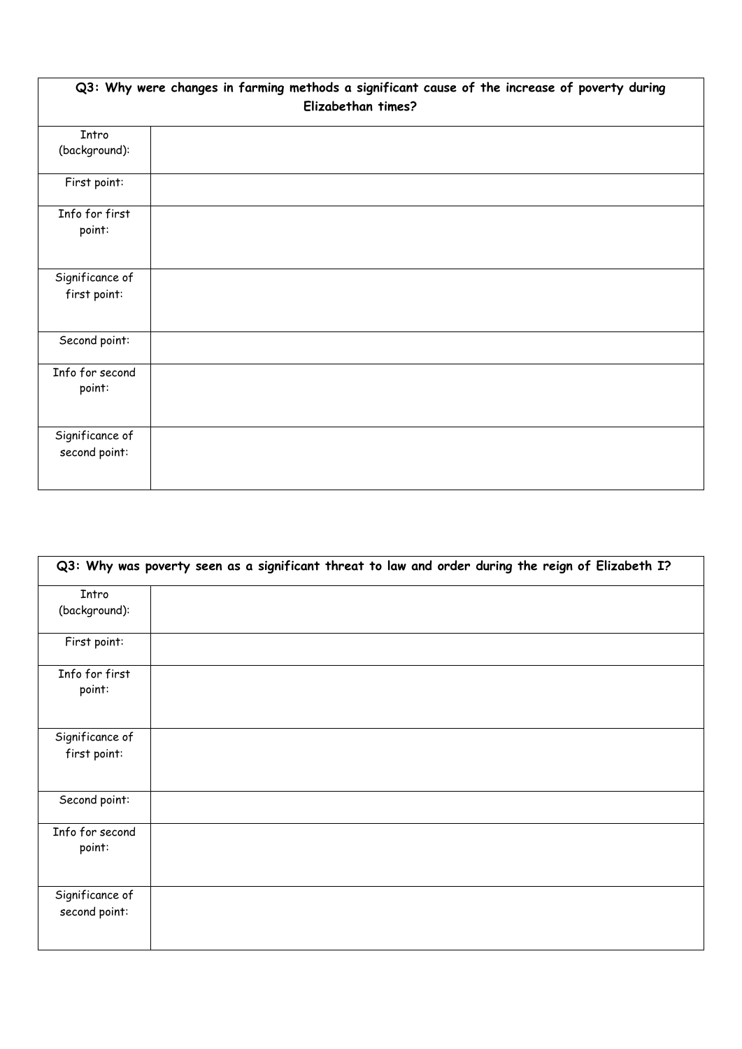| Q3: Why were changes in farming methods a significant cause of the increase of poverty during Elizabethan times? | |
|---|---|
| Intro (background): | |
| First point: | |
| Info for first point: | |
| Significance of first point: | |
| Second point: | |
| Info for second point: | |
| Significance of second point: | |

| Q3: Why was poverty seen as a significant threat to law and order during the reign of Elizabeth I? | |
|---|---|
| Intro (background): | |
| First point: | |
| Info for first point: | |
| Significance of first point: | |
| Second point: | |
| Info for second point: | |
| Significance of second point: | |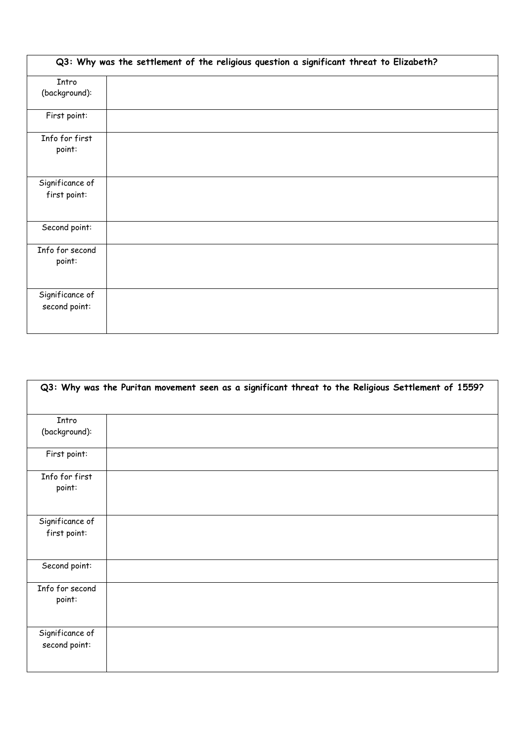| Q3: Why was the settlement of the religious question a significant threat to Elizabeth? | |
|---|---|
| Intro (background): | |
| First point: | |
| Info for first point: | |
| Significance of first point: | |
| Second point: | |
| Info for second point: | |
| Significance of second point: | |

| Q3: Why was the Puritan movement seen as a significant threat to the Religious Settlement of 1559? | |
|---|---|
| Intro (background): | |
| First point: | |
| Info for first point: | |
| Significance of first point: | |
| Second point: | |
| Info for second point: | |
| Significance of second point: | |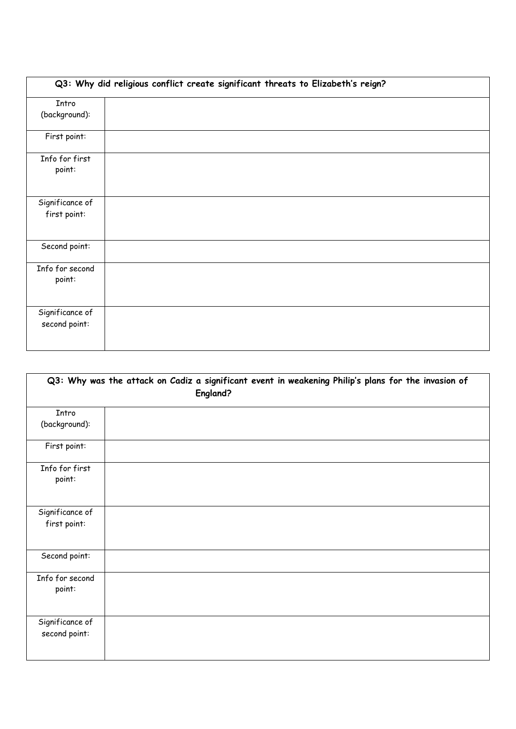| Q3: Why did religious conflict create significant threats to Elizabeth's reign? | |
|---|---|
| Intro (background): | |
| First point: | |
| Info for first point: | |
| Significance of first point: | |
| Second point: | |
| Info for second point: | |
| Significance of second point: | |

| Q3: Why was the attack on Cadiz a significant event in weakening Philip's plans for the invasion of England? | |
|---|---|
| Intro (background): | |
| First point: | |
| Info for first point: | |
| Significance of first point: | |
| Second point: | |
| Info for second point: | |
| Significance of second point: | |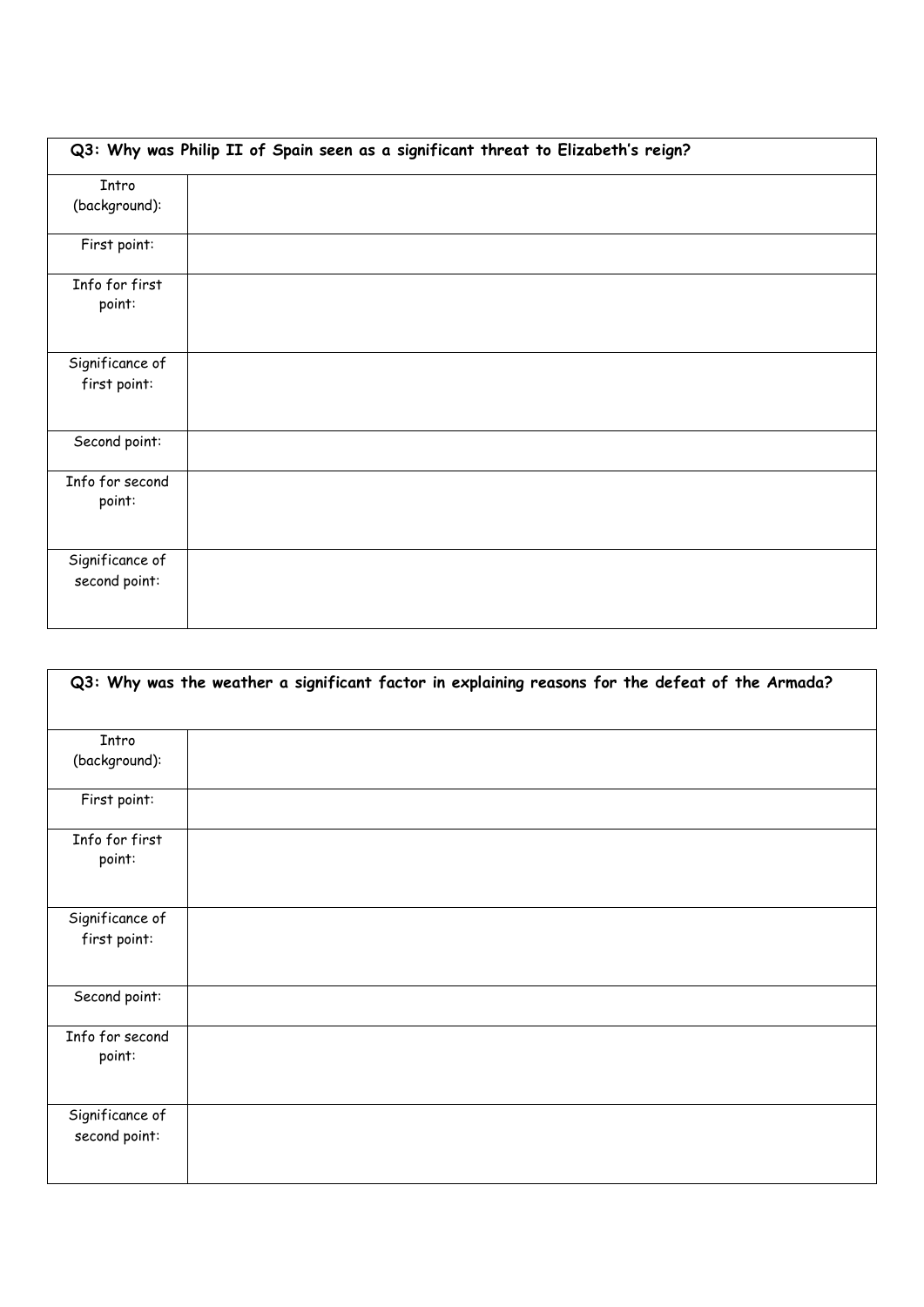| Q3: Why was Philip II of Spain seen as a significant threat to Elizabeth's reign? | |
|---|---|
| Intro (background): | |
| First point: | |
| Info for first point: | |
| Significance of first point: | |
| Second point: | |
| Info for second point: | |
| Significance of second point: | |

| Q3: Why was the weather a significant factor in explaining reasons for the defeat of the Armada? | |
|---|---|
| Intro (background): | |
| First point: | |
| Info for first point: | |
| Significance of first point: | |
| Second point: | |
| Info for second point: | |
| Significance of second point: | |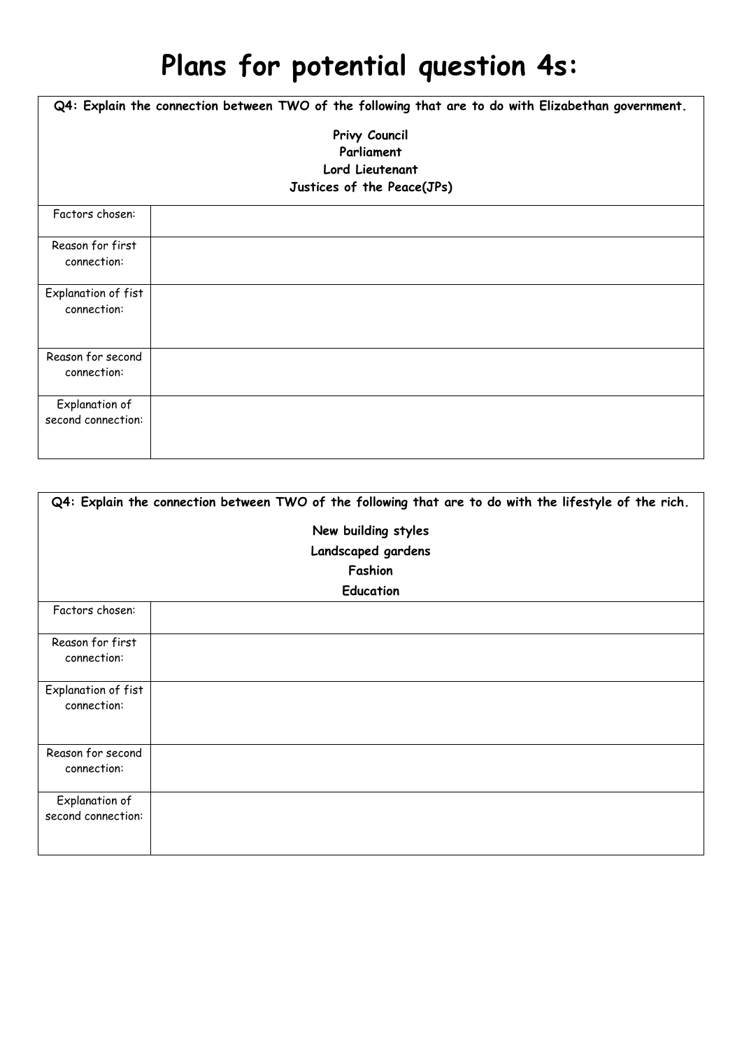# Plans for potential question 4s:

| Q4: Explain the connection between TWO of the following that are to do with Elizabethan government.<br><br>Privy Council<br>Parliament<br>Lord Lieutenant<br>Justices of the Peace(JPs) | |
|---|---|
| Factors chosen: | |
| Reason for first connection: | |
| Explanation of fist connection: | |
| Reason for second connection: | |
| Explanation of second connection: | |

| Q4: Explain the connection between TWO of the following that are to do with the lifestyle of the rich.<br><br>New building styles<br>Landscaped gardens<br>Fashion<br>Education | |
|---|---|
| Factors chosen: | |
| Reason for first connection: | |
| Explanation of fist connection: | |
| Reason for second connection: | |
| Explanation of second connection: | |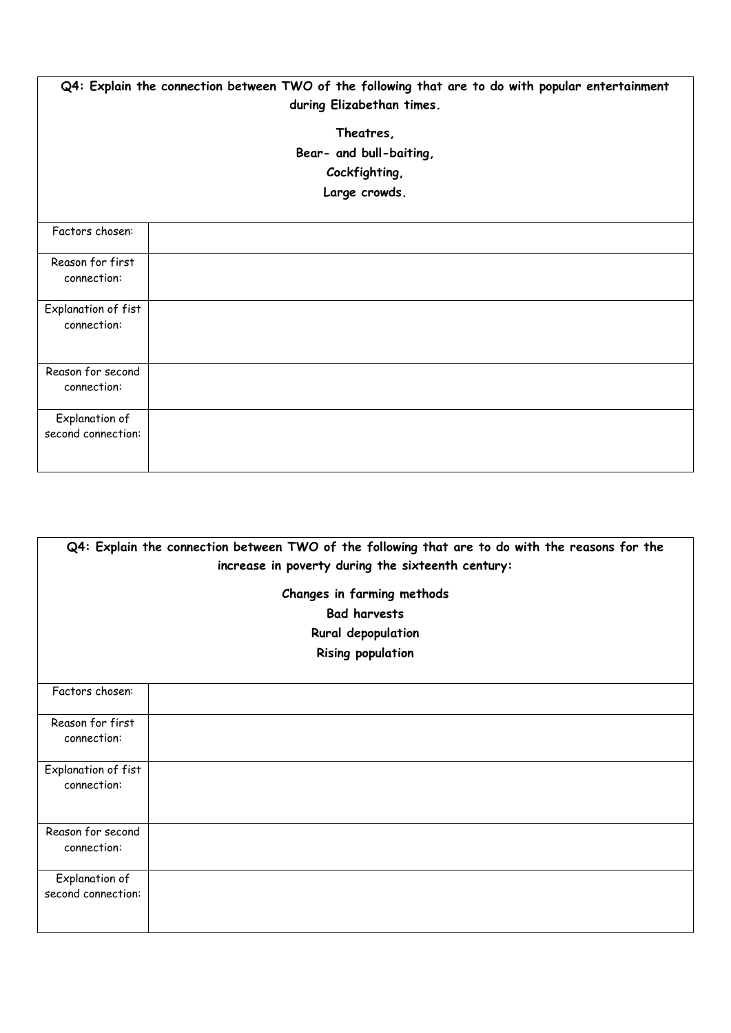**Q4: Explain the connection between TWO of the following that are to do with popular entertainment during Elizabethan times.**

**Theatres,**
**Bear- and bull-baiting,**
**Cockfighting,**
**Large crowds.**

| | |
|---|---|
| Factors chosen: | |
| Reason for first connection: | |
| Explanation of fist connection: | |
| Reason for second connection: | |
| Explanation of second connection: | |

**Q4: Explain the connection between TWO of the following that are to do with the reasons for the increase in poverty during the sixteenth century:**

**Changes in farming methods**
**Bad harvests**
**Rural depopulation**
**Rising population**

| | |
|---|---|
| Factors chosen: | |
| Reason for first connection: | |
| Explanation of fist connection: | |
| Reason for second connection: | |
| Explanation of second connection: | |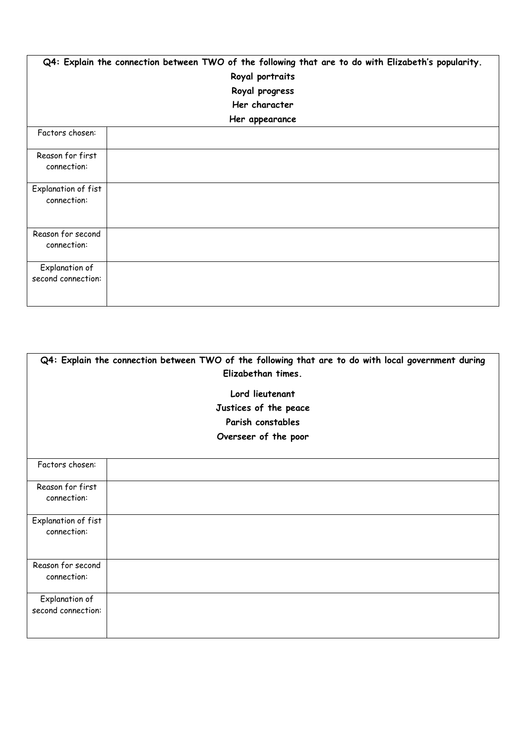| **Q4: Explain the connection between TWO of the following that are to do with Elizabeth's popularity.**<br>**Royal portraits**<br>**Royal progress**<br>**Her character**<br>**Her appearance** | |
|---|---|
| Factors chosen: | |
| Reason for first connection: | |
| Explanation of fist connection: | |
| Reason for second connection: | |
| Explanation of second connection: | |

| **Q4: Explain the connection between TWO of the following that are to do with local government during Elizabethan times.**<br>**Lord lieutenant**<br>**Justices of the peace**<br>**Parish constables**<br>**Overseer of the poor** | |
|---|---|
| Factors chosen: | |
| Reason for first connection: | |
| Explanation of fist connection: | |
| Reason for second connection: | |
| Explanation of second connection: | |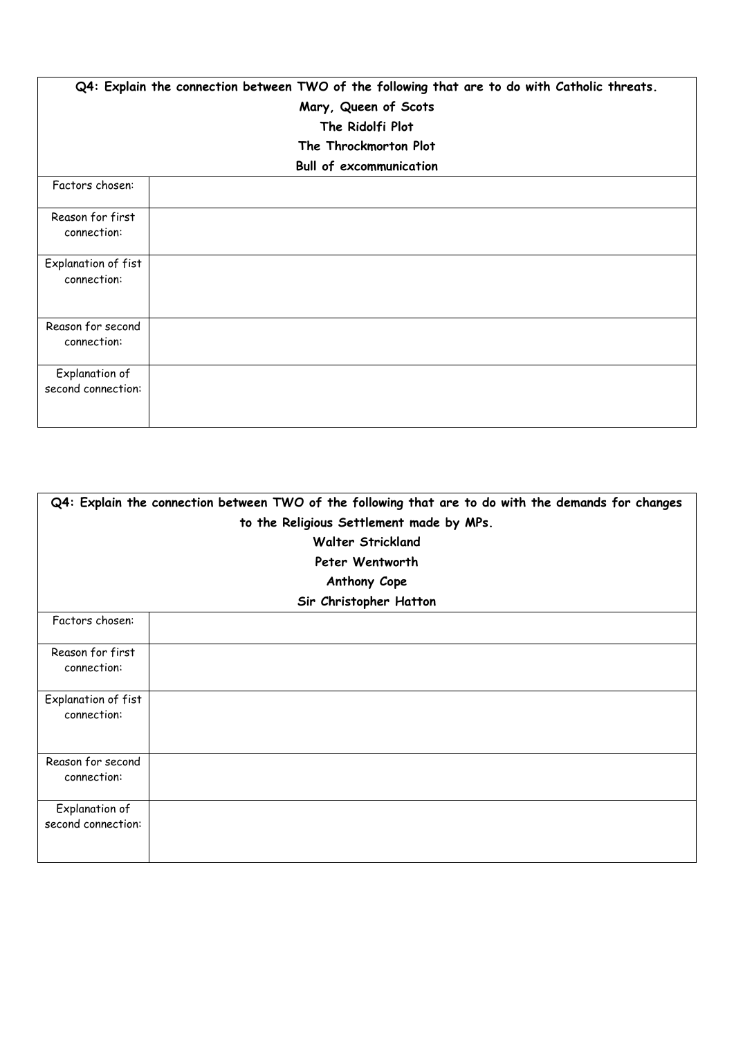| **Q4: Explain the connection between TWO of the following that are to do with Catholic threats.**<br>**Mary, Queen of Scots**<br>**The Ridolfi Plot**<br>**The Throckmorton Plot**<br>**Bull of excommunication** | |
|---|---|
| Factors chosen: | |
| Reason for first connection: | |
| Explanation of fist connection: | |
| Reason for second connection: | |
| Explanation of second connection: | |

| **Q4: Explain the connection between TWO of the following that are to do with the demands for changes to the Religious Settlement made by MPs.**<br>**Walter Strickland**<br>**Peter Wentworth**<br>**Anthony Cope**<br>**Sir Christopher Hatton** | |
|---|---|
| Factors chosen: | |
| Reason for first connection: | |
| Explanation of fist connection: | |
| Reason for second connection: | |
| Explanation of second connection: | |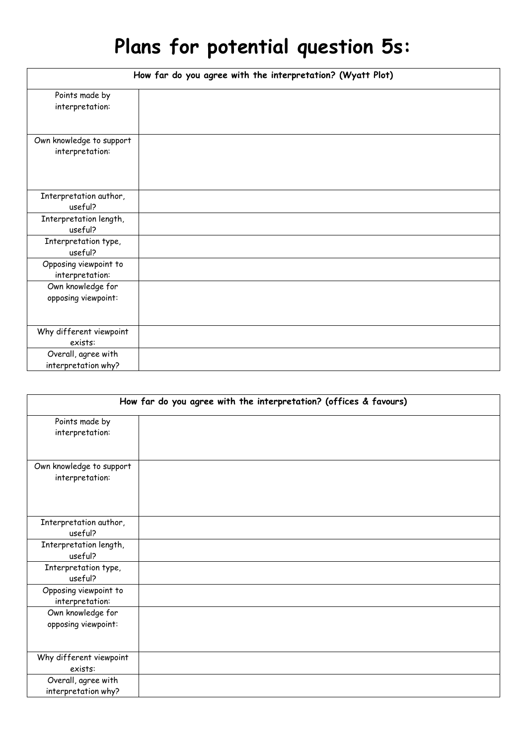# Plans for potential question 5s:

| How far do you agree with the interpretation? (Wyatt Plot) | |
|---|---|
| Points made by interpretation: | |
| Own knowledge to support interpretation: | |
| Interpretation author, useful? | |
| Interpretation length, useful? | |
| Interpretation type, useful? | |
| Opposing viewpoint to interpretation: | |
| Own knowledge for opposing viewpoint: | |
| Why different viewpoint exists: | |
| Overall, agree with interpretation why? | |

| How far do you agree with the interpretation? (offices & favours) | |
|---|---|
| Points made by interpretation: | |
| Own knowledge to support interpretation: | |
| Interpretation author, useful? | |
| Interpretation length, useful? | |
| Interpretation type, useful? | |
| Opposing viewpoint to interpretation: | |
| Own knowledge for opposing viewpoint: | |
| Why different viewpoint exists: | |
| Overall, agree with interpretation why? | |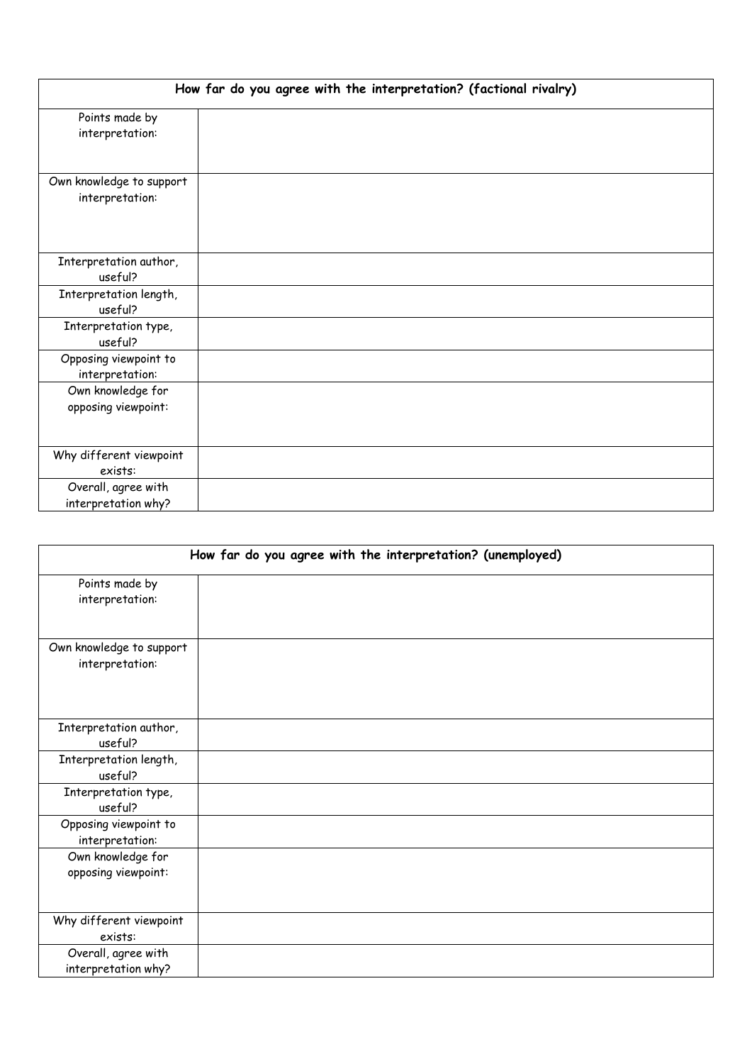| How far do you agree with the interpretation? (factional rivalry) | |
|---|---|
| Points made by interpretation: | |
| Own knowledge to support interpretation: | |
| Interpretation author, useful? | |
| Interpretation length, useful? | |
| Interpretation type, useful? | |
| Opposing viewpoint to interpretation: | |
| Own knowledge for opposing viewpoint: | |
| Why different viewpoint exists: | |
| Overall, agree with interpretation why? | |

| How far do you agree with the interpretation? (unemployed) | |
|---|---|
| Points made by interpretation: | |
| Own knowledge to support interpretation: | |
| Interpretation author, useful? | |
| Interpretation length, useful? | |
| Interpretation type, useful? | |
| Opposing viewpoint to interpretation: | |
| Own knowledge for opposing viewpoint: | |
| Why different viewpoint exists: | |
| Overall, agree with interpretation why? | |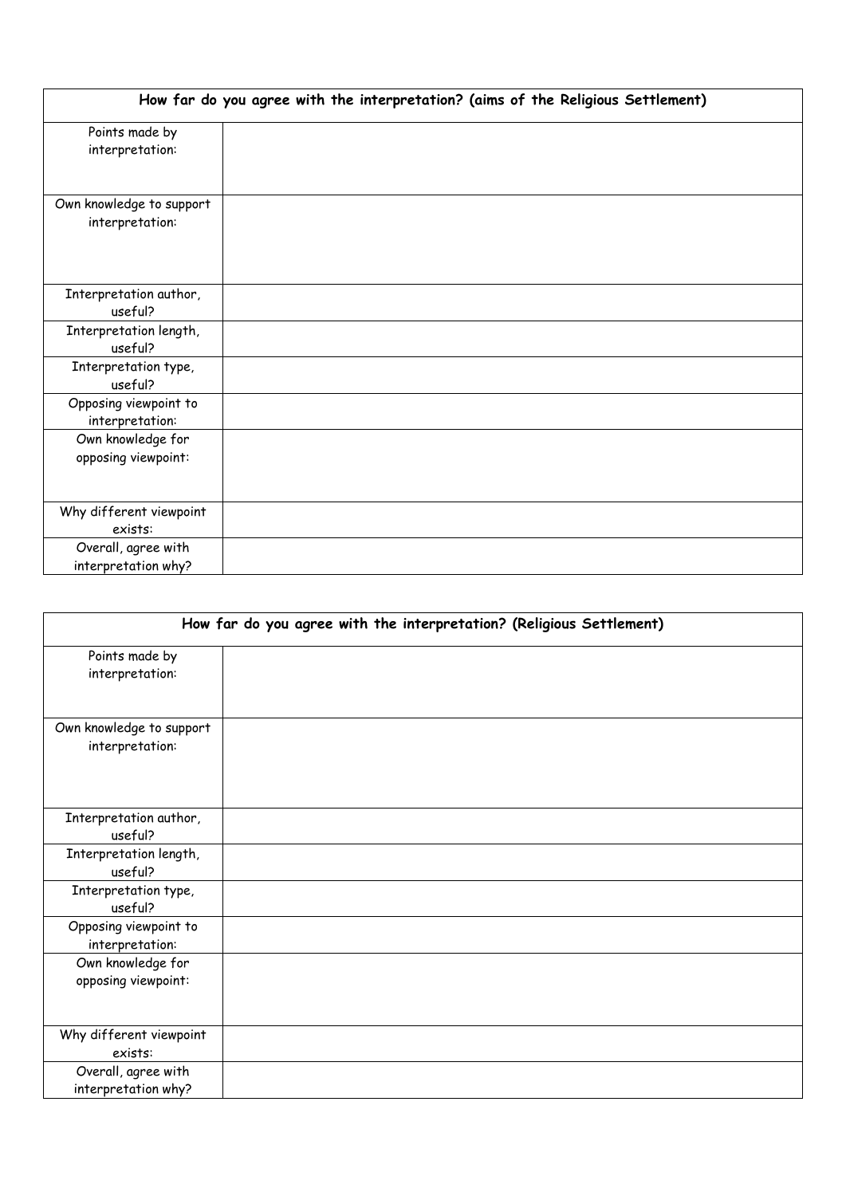| How far do you agree with the interpretation? (aims of the Religious Settlement) | |
|---|---|
| Points made by interpretation: | |
| Own knowledge to support interpretation: | |
| Interpretation author, useful? | |
| Interpretation length, useful? | |
| Interpretation type, useful? | |
| Opposing viewpoint to interpretation: | |
| Own knowledge for opposing viewpoint: | |
| Why different viewpoint exists: | |
| Overall, agree with interpretation why? | |

| How far do you agree with the interpretation? (Religious Settlement) | |
|---|---|
| Points made by interpretation: | |
| Own knowledge to support interpretation: | |
| Interpretation author, useful? | |
| Interpretation length, useful? | |
| Interpretation type, useful? | |
| Opposing viewpoint to interpretation: | |
| Own knowledge for opposing viewpoint: | |
| Why different viewpoint exists: | |
| Overall, agree with interpretation why? | |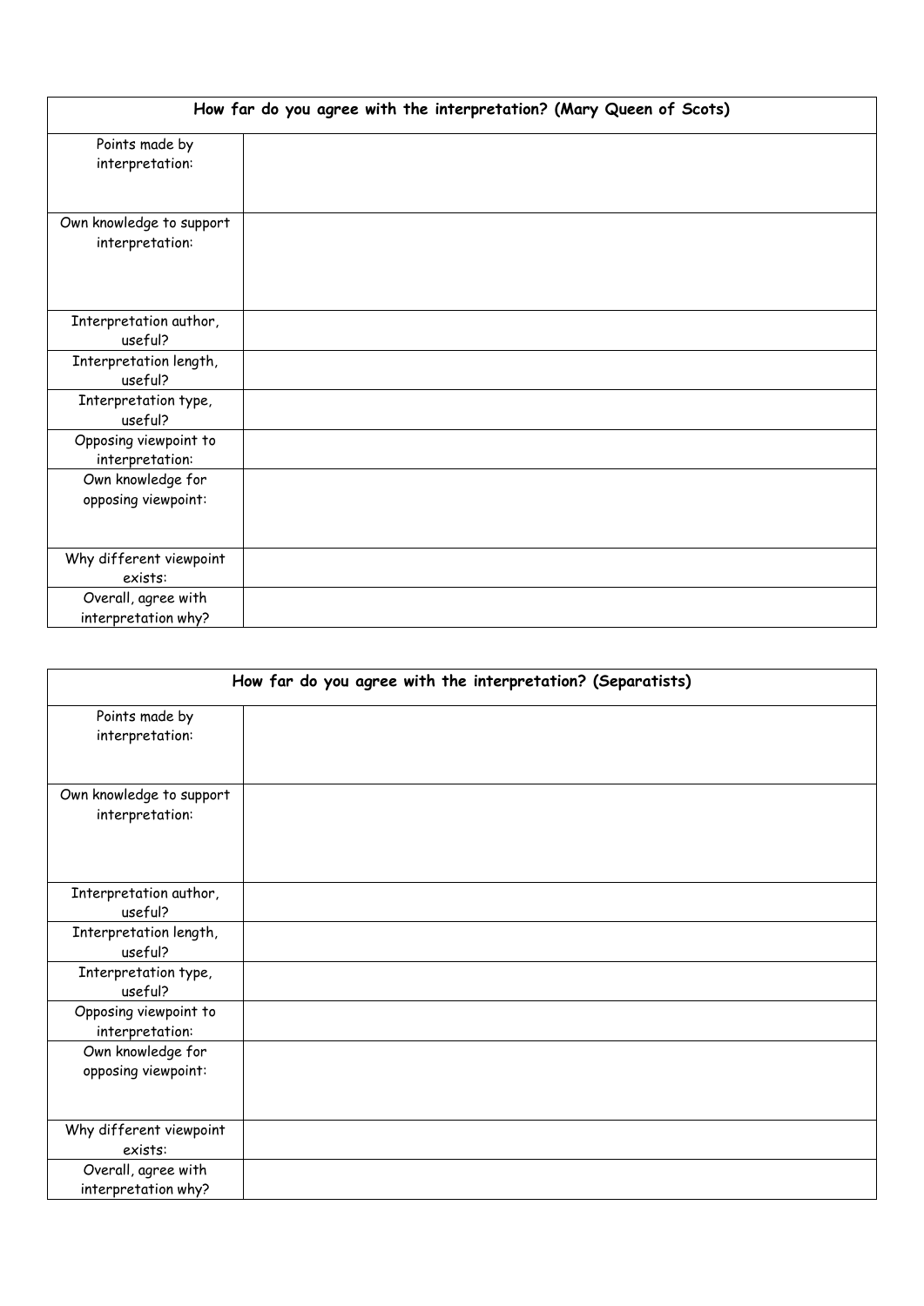| How far do you agree with the interpretation? (Mary Queen of Scots) | |
| --- | --- |
| Points made by interpretation: | |
| Own knowledge to support interpretation: | |
| Interpretation author, useful? | |
| Interpretation length, useful? | |
| Interpretation type, useful? | |
| Opposing viewpoint to interpretation: | |
| Own knowledge for opposing viewpoint: | |
| Why different viewpoint exists: | |
| Overall, agree with interpretation why? | |

| How far do you agree with the interpretation? (Separatists) | |
| --- | --- |
| Points made by interpretation: | |
| Own knowledge to support interpretation: | |
| Interpretation author, useful? | |
| Interpretation length, useful? | |
| Interpretation type, useful? | |
| Opposing viewpoint to interpretation: | |
| Own knowledge for opposing viewpoint: | |
| Why different viewpoint exists: | |
| Overall, agree with interpretation why? | |